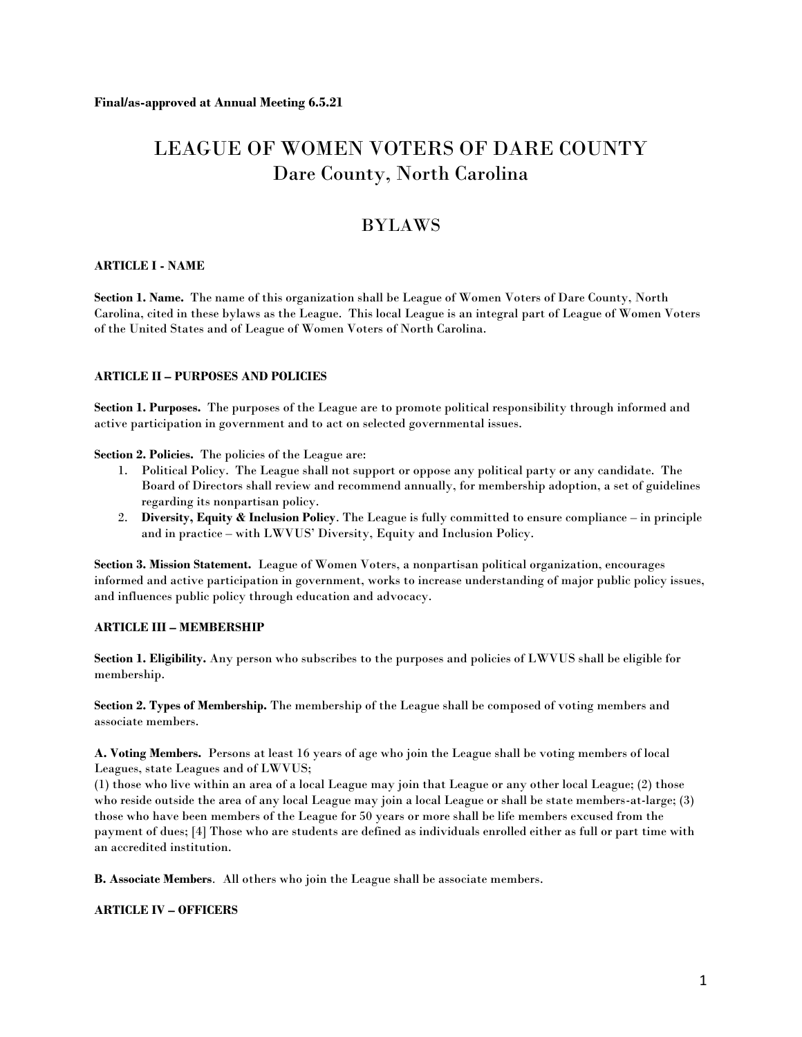**Final/as-approved at Annual Meeting 6.5.21**

# LEAGUE OF WOMEN VOTERS OF DARE COUNTY
## Dare County, North Carolina

## BYLAWS

### ARTICLE I - NAME

**Section 1. Name.** The name of this organization shall be League of Women Voters of Dare County, North Carolina, cited in these bylaws as the League. This local League is an integral part of League of Women Voters of the United States and of League of Women Voters of North Carolina.

### ARTICLE II – PURPOSES AND POLICIES

**Section 1. Purposes.** The purposes of the League are to promote political responsibility through informed and active participation in government and to act on selected governmental issues.

**Section 2. Policies.** The policies of the League are:

1. Political Policy. The League shall not support or oppose any political party or any candidate. The Board of Directors shall review and recommend annually, for membership adoption, a set of guidelines regarding its nonpartisan policy.
2. **Diversity, Equity & Inclusion Policy**. The League is fully committed to ensure compliance – in principle and in practice – with LWVUS' Diversity, Equity and Inclusion Policy.

**Section 3. Mission Statement.** League of Women Voters, a nonpartisan political organization, encourages informed and active participation in government, works to increase understanding of major public policy issues, and influences public policy through education and advocacy.

### ARTICLE III – MEMBERSHIP

**Section 1. Eligibility.** Any person who subscribes to the purposes and policies of LWVUS shall be eligible for membership.

**Section 2. Types of Membership.** The membership of the League shall be composed of voting members and associate members.

**A. Voting Members.** Persons at least 16 years of age who join the League shall be voting members of local Leagues, state Leagues and of LWVUS;
(1) those who live within an area of a local League may join that League or any other local League; (2) those who reside outside the area of any local League may join a local League or shall be state members-at-large; (3) those who have been members of the League for 50 years or more shall be life members excused from the payment of dues; [4] Those who are students are defined as individuals enrolled either as full or part time with an accredited institution.

**B. Associate Members**. All others who join the League shall be associate members.

### ARTICLE IV – OFFICERS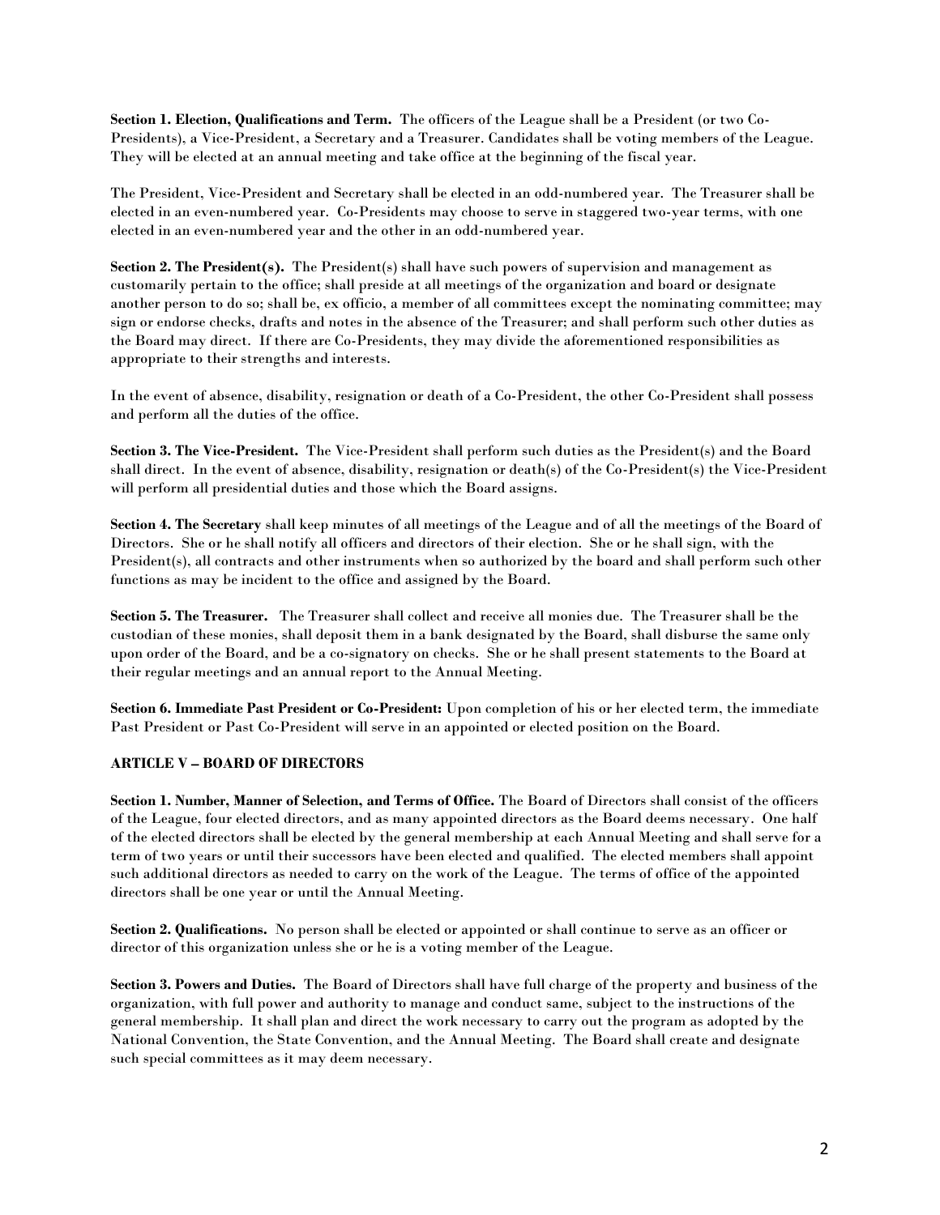**Section 1. Election, Qualifications and Term.** The officers of the League shall be a President (or two Co-Presidents), a Vice-President, a Secretary and a Treasurer. Candidates shall be voting members of the League. They will be elected at an annual meeting and take office at the beginning of the fiscal year.

The President, Vice-President and Secretary shall be elected in an odd-numbered year. The Treasurer shall be elected in an even-numbered year. Co-Presidents may choose to serve in staggered two-year terms, with one elected in an even-numbered year and the other in an odd-numbered year.

**Section 2. The President(s).** The President(s) shall have such powers of supervision and management as customarily pertain to the office; shall preside at all meetings of the organization and board or designate another person to do so; shall be, ex officio, a member of all committees except the nominating committee; may sign or endorse checks, drafts and notes in the absence of the Treasurer; and shall perform such other duties as the Board may direct. If there are Co-Presidents, they may divide the aforementioned responsibilities as appropriate to their strengths and interests.

In the event of absence, disability, resignation or death of a Co-President, the other Co-President shall possess and perform all the duties of the office.

**Section 3. The Vice-President.** The Vice-President shall perform such duties as the President(s) and the Board shall direct. In the event of absence, disability, resignation or death(s) of the Co-President(s) the Vice-President will perform all presidential duties and those which the Board assigns.

**Section 4. The Secretary** shall keep minutes of all meetings of the League and of all the meetings of the Board of Directors. She or he shall notify all officers and directors of their election. She or he shall sign, with the President(s), all contracts and other instruments when so authorized by the board and shall perform such other functions as may be incident to the office and assigned by the Board.

**Section 5. The Treasurer.** The Treasurer shall collect and receive all monies due. The Treasurer shall be the custodian of these monies, shall deposit them in a bank designated by the Board, shall disburse the same only upon order of the Board, and be a co-signatory on checks. She or he shall present statements to the Board at their regular meetings and an annual report to the Annual Meeting.

**Section 6. Immediate Past President or Co-President:** Upon completion of his or her elected term, the immediate Past President or Past Co-President will serve in an appointed or elected position on the Board.

## ARTICLE V – BOARD OF DIRECTORS

**Section 1. Number, Manner of Selection, and Terms of Office.** The Board of Directors shall consist of the officers of the League, four elected directors, and as many appointed directors as the Board deems necessary. One half of the elected directors shall be elected by the general membership at each Annual Meeting and shall serve for a term of two years or until their successors have been elected and qualified. The elected members shall appoint such additional directors as needed to carry on the work of the League. The terms of office of the appointed directors shall be one year or until the Annual Meeting.

**Section 2. Qualifications.** No person shall be elected or appointed or shall continue to serve as an officer or director of this organization unless she or he is a voting member of the League.

**Section 3. Powers and Duties.** The Board of Directors shall have full charge of the property and business of the organization, with full power and authority to manage and conduct same, subject to the instructions of the general membership. It shall plan and direct the work necessary to carry out the program as adopted by the National Convention, the State Convention, and the Annual Meeting. The Board shall create and designate such special committees as it may deem necessary.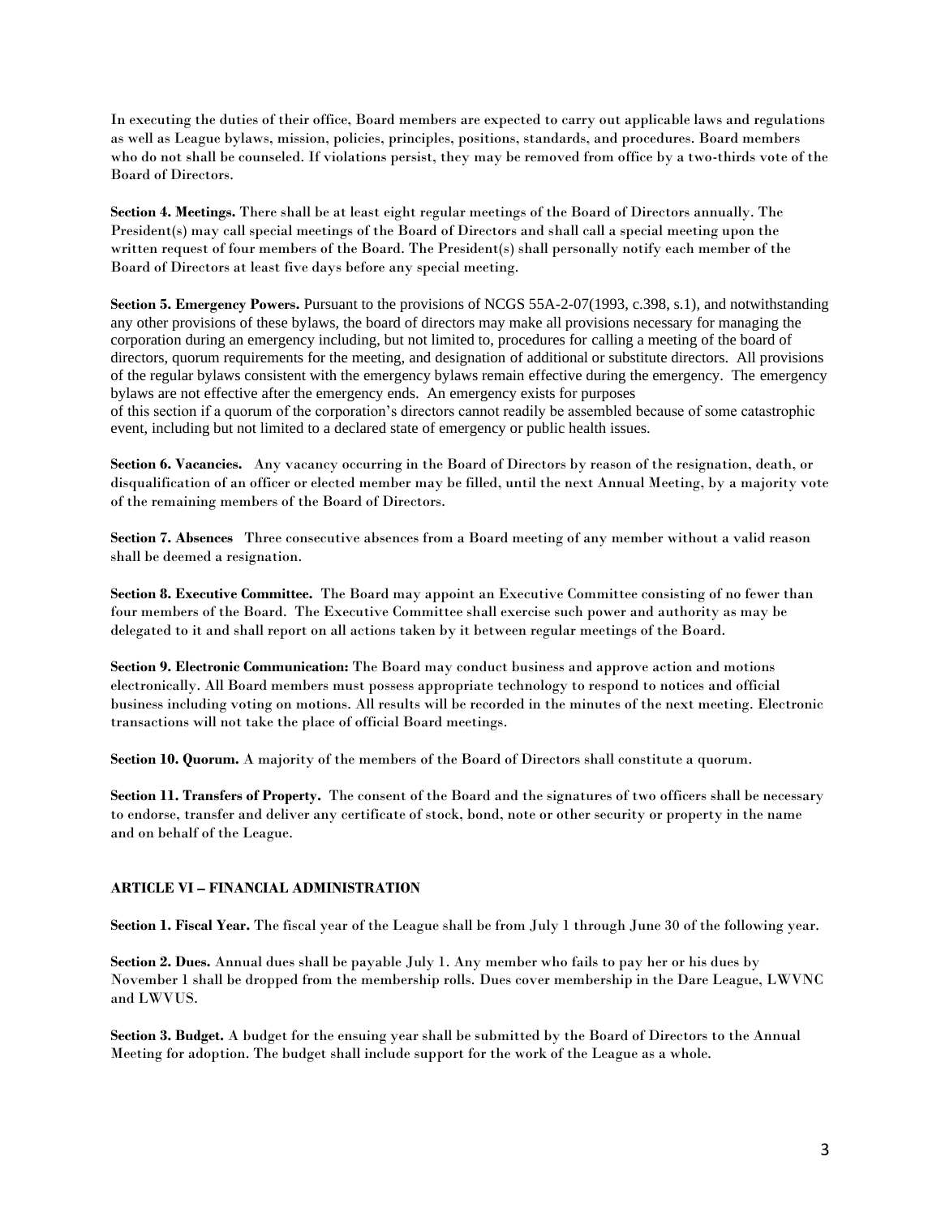In executing the duties of their office, Board members are expected to carry out applicable laws and regulations as well as League bylaws, mission, policies, principles, positions, standards, and procedures. Board members who do not shall be counseled. If violations persist, they may be removed from office by a two-thirds vote of the Board of Directors.

**Section 4. Meetings.** There shall be at least eight regular meetings of the Board of Directors annually. The President(s) may call special meetings of the Board of Directors and shall call a special meeting upon the written request of four members of the Board. The President(s) shall personally notify each member of the Board of Directors at least five days before any special meeting.

**Section 5. Emergency Powers.** Pursuant to the provisions of NCGS 55A-2-07(1993, c.398, s.1), and notwithstanding any other provisions of these bylaws, the board of directors may make all provisions necessary for managing the corporation during an emergency including, but not limited to, procedures for calling a meeting of the board of directors, quorum requirements for the meeting, and designation of additional or substitute directors. All provisions of the regular bylaws consistent with the emergency bylaws remain effective during the emergency. The emergency bylaws are not effective after the emergency ends. An emergency exists for purposes of this section if a quorum of the corporation's directors cannot readily be assembled because of some catastrophic event, including but not limited to a declared state of emergency or public health issues.

**Section 6. Vacancies.** Any vacancy occurring in the Board of Directors by reason of the resignation, death, or disqualification of an officer or elected member may be filled, until the next Annual Meeting, by a majority vote of the remaining members of the Board of Directors.

**Section 7. Absences** Three consecutive absences from a Board meeting of any member without a valid reason shall be deemed a resignation.

**Section 8. Executive Committee.** The Board may appoint an Executive Committee consisting of no fewer than four members of the Board. The Executive Committee shall exercise such power and authority as may be delegated to it and shall report on all actions taken by it between regular meetings of the Board.

**Section 9. Electronic Communication:** The Board may conduct business and approve action and motions electronically. All Board members must possess appropriate technology to respond to notices and official business including voting on motions. All results will be recorded in the minutes of the next meeting. Electronic transactions will not take the place of official Board meetings.

**Section 10. Quorum.** A majority of the members of the Board of Directors shall constitute a quorum.

**Section 11. Transfers of Property.** The consent of the Board and the signatures of two officers shall be necessary to endorse, transfer and deliver any certificate of stock, bond, note or other security or property in the name and on behalf of the League.

## ARTICLE VI – FINANCIAL ADMINISTRATION

**Section 1. Fiscal Year.** The fiscal year of the League shall be from July 1 through June 30 of the following year.

**Section 2. Dues.** Annual dues shall be payable July 1. Any member who fails to pay her or his dues by November 1 shall be dropped from the membership rolls. Dues cover membership in the Dare League, LWVNC and LWVUS.

**Section 3. Budget.** A budget for the ensuing year shall be submitted by the Board of Directors to the Annual Meeting for adoption. The budget shall include support for the work of the League as a whole.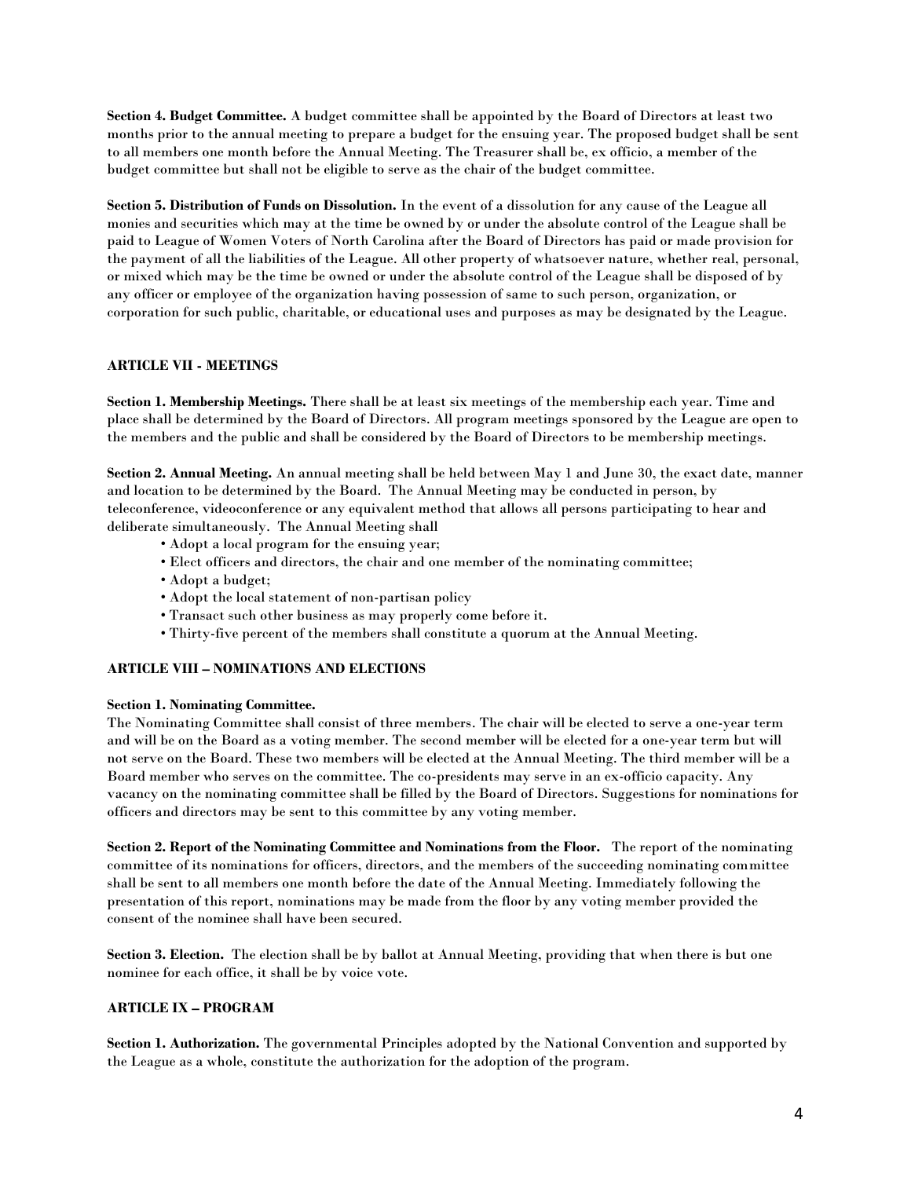**Section 4. Budget Committee.** A budget committee shall be appointed by the Board of Directors at least two months prior to the annual meeting to prepare a budget for the ensuing year. The proposed budget shall be sent to all members one month before the Annual Meeting. The Treasurer shall be, ex officio, a member of the budget committee but shall not be eligible to serve as the chair of the budget committee.

**Section 5. Distribution of Funds on Dissolution.** In the event of a dissolution for any cause of the League all monies and securities which may at the time be owned by or under the absolute control of the League shall be paid to League of Women Voters of North Carolina after the Board of Directors has paid or made provision for the payment of all the liabilities of the League. All other property of whatsoever nature, whether real, personal, or mixed which may be the time be owned or under the absolute control of the League shall be disposed of by any officer or employee of the organization having possession of same to such person, organization, or corporation for such public, charitable, or educational uses and purposes as may be designated by the League.

## ARTICLE VII - MEETINGS

**Section 1. Membership Meetings.** There shall be at least six meetings of the membership each year. Time and place shall be determined by the Board of Directors. All program meetings sponsored by the League are open to the members and the public and shall be considered by the Board of Directors to be membership meetings.

**Section 2. Annual Meeting.** An annual meeting shall be held between May 1 and June 30, the exact date, manner and location to be determined by the Board. The Annual Meeting may be conducted in person, by teleconference, videoconference or any equivalent method that allows all persons participating to hear and deliberate simultaneously. The Annual Meeting shall

- Adopt a local program for the ensuing year;
- Elect officers and directors, the chair and one member of the nominating committee;
- Adopt a budget;
- Adopt the local statement of non-partisan policy
- Transact such other business as may properly come before it.
- Thirty-five percent of the members shall constitute a quorum at the Annual Meeting.

## ARTICLE VIII – NOMINATIONS AND ELECTIONS

**Section 1. Nominating Committee.**
The Nominating Committee shall consist of three members. The chair will be elected to serve a one-year term and will be on the Board as a voting member. The second member will be elected for a one-year term but will not serve on the Board. These two members will be elected at the Annual Meeting. The third member will be a Board member who serves on the committee. The co-presidents may serve in an ex-officio capacity. Any vacancy on the nominating committee shall be filled by the Board of Directors. Suggestions for nominations for officers and directors may be sent to this committee by any voting member.

**Section 2. Report of the Nominating Committee and Nominations from the Floor.** The report of the nominating committee of its nominations for officers, directors, and the members of the succeeding nominating committee shall be sent to all members one month before the date of the Annual Meeting. Immediately following the presentation of this report, nominations may be made from the floor by any voting member provided the consent of the nominee shall have been secured.

**Section 3. Election.** The election shall be by ballot at Annual Meeting, providing that when there is but one nominee for each office, it shall be by voice vote.

## ARTICLE IX – PROGRAM

**Section 1. Authorization.** The governmental Principles adopted by the National Convention and supported by the League as a whole, constitute the authorization for the adoption of the program.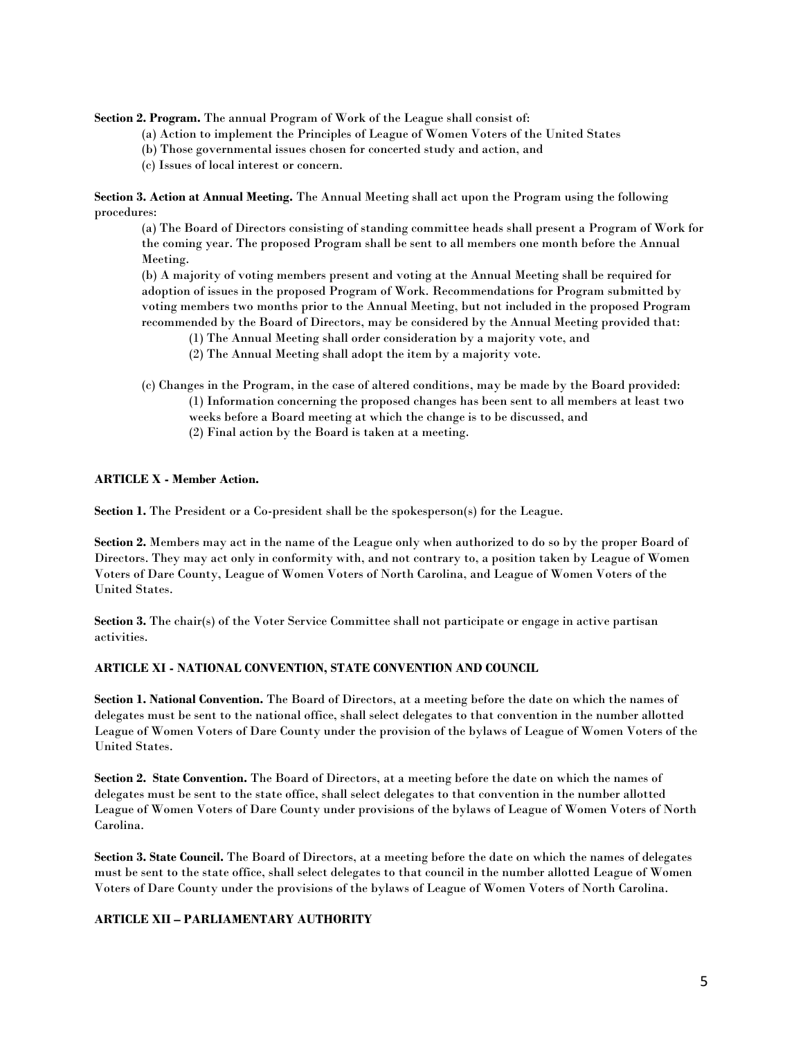**Section 2. Program.** The annual Program of Work of the League shall consist of:

(a) Action to implement the Principles of League of Women Voters of the United States
(b) Those governmental issues chosen for concerted study and action, and
(c) Issues of local interest or concern.

**Section 3. Action at Annual Meeting.** The Annual Meeting shall act upon the Program using the following procedures:

(a) The Board of Directors consisting of standing committee heads shall present a Program of Work for the coming year. The proposed Program shall be sent to all members one month before the Annual Meeting.

(b) A majority of voting members present and voting at the Annual Meeting shall be required for adoption of issues in the proposed Program of Work. Recommendations for Program submitted by voting members two months prior to the Annual Meeting, but not included in the proposed Program recommended by the Board of Directors, may be considered by the Annual Meeting provided that:

(1) The Annual Meeting shall order consideration by a majority vote, and
(2) The Annual Meeting shall adopt the item by a majority vote.

(c) Changes in the Program, in the case of altered conditions, may be made by the Board provided:

(1) Information concerning the proposed changes has been sent to all members at least two weeks before a Board meeting at which the change is to be discussed, and
(2) Final action by the Board is taken at a meeting.

**ARTICLE X - Member Action.**

**Section 1.** The President or a Co-president shall be the spokesperson(s) for the League.

**Section 2.** Members may act in the name of the League only when authorized to do so by the proper Board of Directors. They may act only in conformity with, and not contrary to, a position taken by League of Women Voters of Dare County, League of Women Voters of North Carolina, and League of Women Voters of the United States.

**Section 3.** The chair(s) of the Voter Service Committee shall not participate or engage in active partisan activities.

**ARTICLE XI - NATIONAL CONVENTION, STATE CONVENTION AND COUNCIL**

**Section 1. National Convention.** The Board of Directors, at a meeting before the date on which the names of delegates must be sent to the national office, shall select delegates to that convention in the number allotted League of Women Voters of Dare County under the provision of the bylaws of League of Women Voters of the United States.

**Section 2. State Convention.** The Board of Directors, at a meeting before the date on which the names of delegates must be sent to the state office, shall select delegates to that convention in the number allotted League of Women Voters of Dare County under provisions of the bylaws of League of Women Voters of North Carolina.

**Section 3. State Council.** The Board of Directors, at a meeting before the date on which the names of delegates must be sent to the state office, shall select delegates to that council in the number allotted League of Women Voters of Dare County under the provisions of the bylaws of League of Women Voters of North Carolina.

**ARTICLE XII – PARLIAMENTARY AUTHORITY**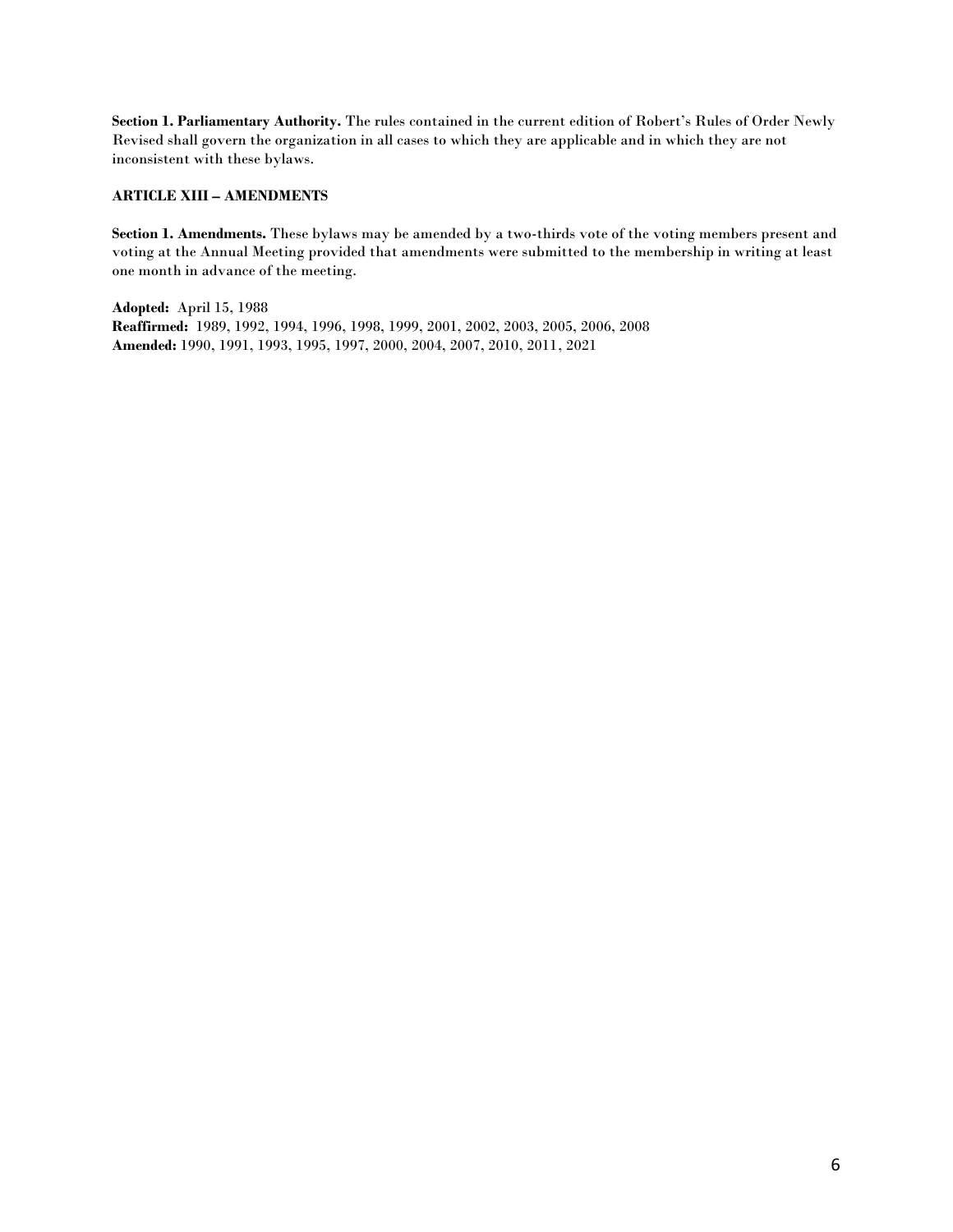**Section 1. Parliamentary Authority.** The rules contained in the current edition of Robert's Rules of Order Newly Revised shall govern the organization in all cases to which they are applicable and in which they are not inconsistent with these bylaws.

**ARTICLE XIII – AMENDMENTS**

**Section 1. Amendments.** These bylaws may be amended by a two-thirds vote of the voting members present and voting at the Annual Meeting provided that amendments were submitted to the membership in writing at least one month in advance of the meeting.

**Adopted:** April 15, 1988
**Reaffirmed:** 1989, 1992, 1994, 1996, 1998, 1999, 2001, 2002, 2003, 2005, 2006, 2008
**Amended:** 1990, 1991, 1993, 1995, 1997, 2000, 2004, 2007, 2010, 2011, 2021